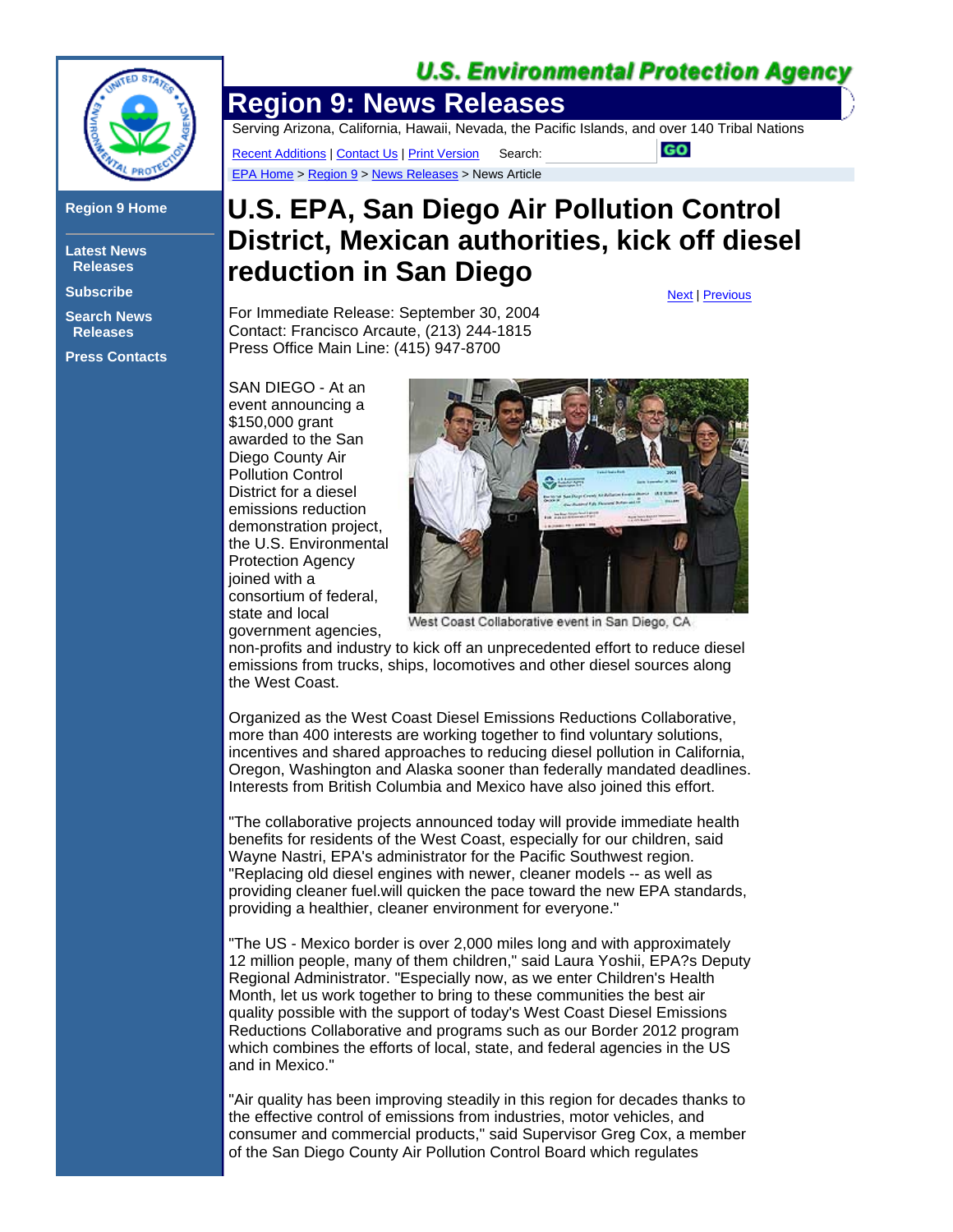U.S. Environmental Protection Agency

# Region 9: News Releases

Serving Arizona, California, Hawaii, Nevada, the Pacific Islands, and over 140 Tribal Nations

Recent Additions | Contact Us | Print Version Search: GO

EPA Home > Region 9 > News Releases > News Article

Region 9 Home

Latest News Releases

Subscribe

Search News Releases

Press Contacts

# U.S. EPA, San Diego Air Pollution Control District, Mexican authorities, kick off diesel reduction in San Diego

Next | Previous

For Immediate Release: September 30, 2004
Contact: Francisco Arcaute, (213) 244-1815
Press Office Main Line: (415) 947-8700

West Coast Collaborative event in San Diego, CA

SAN DIEGO - At an event announcing a $150,000 grant awarded to the San Diego County Air Pollution Control District for a diesel emissions reduction demonstration project, the U.S. Environmental Protection Agency joined with a consortium of federal, state and local government agencies, non-profits and industry to kick off an unprecedented effort to reduce diesel emissions from trucks, ships, locomotives and other diesel sources along the West Coast.

Organized as the West Coast Diesel Emissions Reductions Collaborative, more than 400 interests are working together to find voluntary solutions, incentives and shared approaches to reducing diesel pollution in California, Oregon, Washington and Alaska sooner than federally mandated deadlines. Interests from British Columbia and Mexico have also joined this effort.

"The collaborative projects announced today will provide immediate health benefits for residents of the West Coast, especially for our children, said Wayne Nastri, EPA's administrator for the Pacific Southwest region. "Replacing old diesel engines with newer, cleaner models -- as well as providing cleaner fuel.will quicken the pace toward the new EPA standards, providing a healthier, cleaner environment for everyone."

"The US - Mexico border is over 2,000 miles long and with approximately 12 million people, many of them children," said Laura Yoshii, EPA?s Deputy Regional Administrator. "Especially now, as we enter Children's Health Month, let us work together to bring to these communities the best air quality possible with the support of today's West Coast Diesel Emissions Reductions Collaborative and programs such as our Border 2012 program which combines the efforts of local, state, and federal agencies in the US and in Mexico."

"Air quality has been improving steadily in this region for decades thanks to the effective control of emissions from industries, motor vehicles, and consumer and commercial products," said Supervisor Greg Cox, a member of the San Diego County Air Pollution Control Board which regulates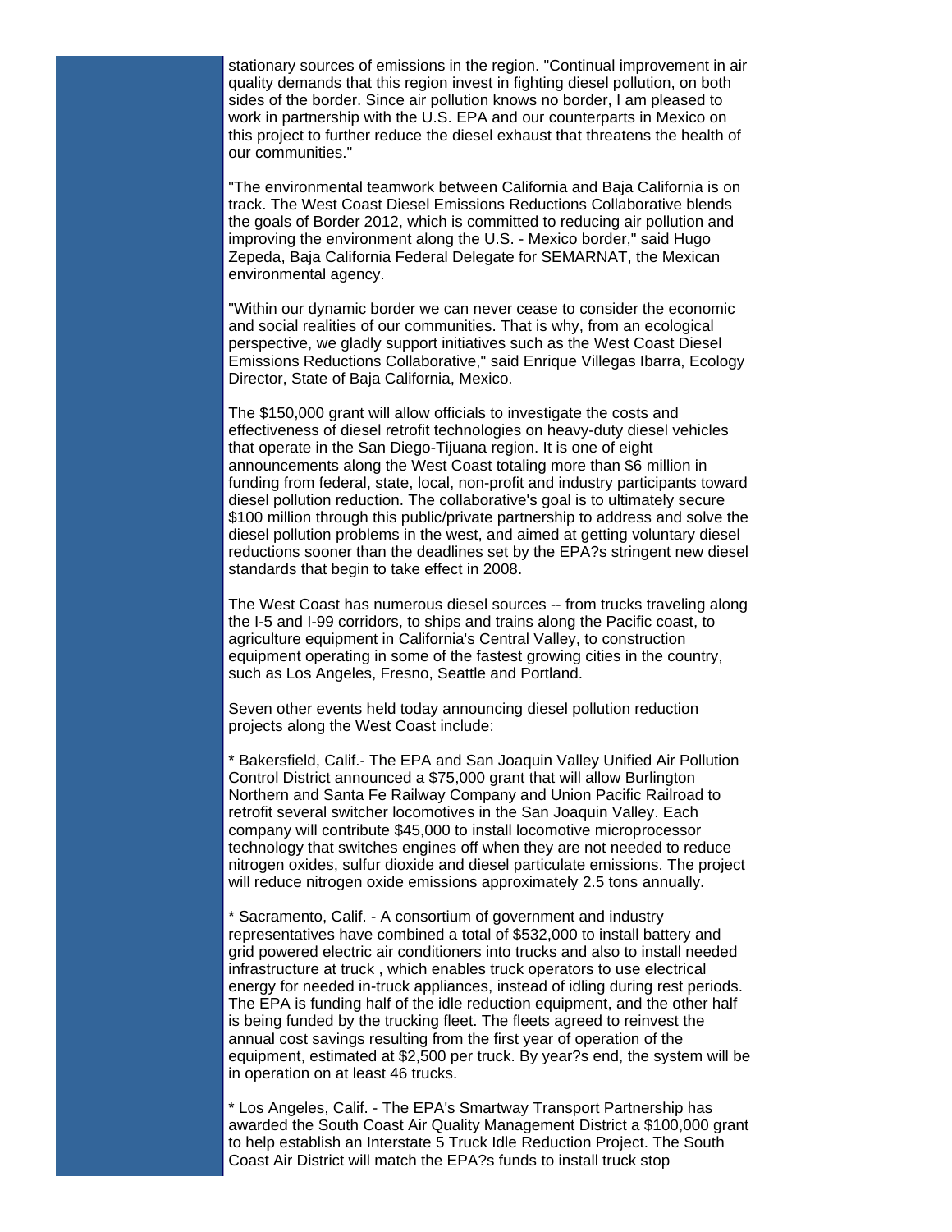stationary sources of emissions in the region. "Continual improvement in air quality demands that this region invest in fighting diesel pollution, on both sides of the border. Since air pollution knows no border, I am pleased to work in partnership with the U.S. EPA and our counterparts in Mexico on this project to further reduce the diesel exhaust that threatens the health of our communities."

"The environmental teamwork between California and Baja California is on track. The West Coast Diesel Emissions Reductions Collaborative blends the goals of Border 2012, which is committed to reducing air pollution and improving the environment along the U.S. - Mexico border," said Hugo Zepeda, Baja California Federal Delegate for SEMARNAT, the Mexican environmental agency.

"Within our dynamic border we can never cease to consider the economic and social realities of our communities. That is why, from an ecological perspective, we gladly support initiatives such as the West Coast Diesel Emissions Reductions Collaborative," said Enrique Villegas Ibarra, Ecology Director, State of Baja California, Mexico.

The $150,000 grant will allow officials to investigate the costs and effectiveness of diesel retrofit technologies on heavy-duty diesel vehicles that operate in the San Diego-Tijuana region. It is one of eight announcements along the West Coast totaling more than $6 million in funding from federal, state, local, non-profit and industry participants toward diesel pollution reduction. The collaborative's goal is to ultimately secure $100 million through this public/private partnership to address and solve the diesel pollution problems in the west, and aimed at getting voluntary diesel reductions sooner than the deadlines set by the EPA?s stringent new diesel standards that begin to take effect in 2008.

The West Coast has numerous diesel sources -- from trucks traveling along the I-5 and I-99 corridors, to ships and trains along the Pacific coast, to agriculture equipment in California's Central Valley, to construction equipment operating in some of the fastest growing cities in the country, such as Los Angeles, Fresno, Seattle and Portland.

Seven other events held today announcing diesel pollution reduction projects along the West Coast include:

* Bakersfield, Calif.- The EPA and San Joaquin Valley Unified Air Pollution Control District announced a $75,000 grant that will allow Burlington Northern and Santa Fe Railway Company and Union Pacific Railroad to retrofit several switcher locomotives in the San Joaquin Valley. Each company will contribute $45,000 to install locomotive microprocessor technology that switches engines off when they are not needed to reduce nitrogen oxides, sulfur dioxide and diesel particulate emissions. The project will reduce nitrogen oxide emissions approximately 2.5 tons annually.

* Sacramento, Calif. - A consortium of government and industry representatives have combined a total of $532,000 to install battery and grid powered electric air conditioners into trucks and also to install needed infrastructure at truck , which enables truck operators to use electrical energy for needed in-truck appliances, instead of idling during rest periods. The EPA is funding half of the idle reduction equipment, and the other half is being funded by the trucking fleet. The fleets agreed to reinvest the annual cost savings resulting from the first year of operation of the equipment, estimated at $2,500 per truck. By year?s end, the system will be in operation on at least 46 trucks.

* Los Angeles, Calif. - The EPA's Smartway Transport Partnership has awarded the South Coast Air Quality Management District a $100,000 grant to help establish an Interstate 5 Truck Idle Reduction Project. The South Coast Air District will match the EPA?s funds to install truck stop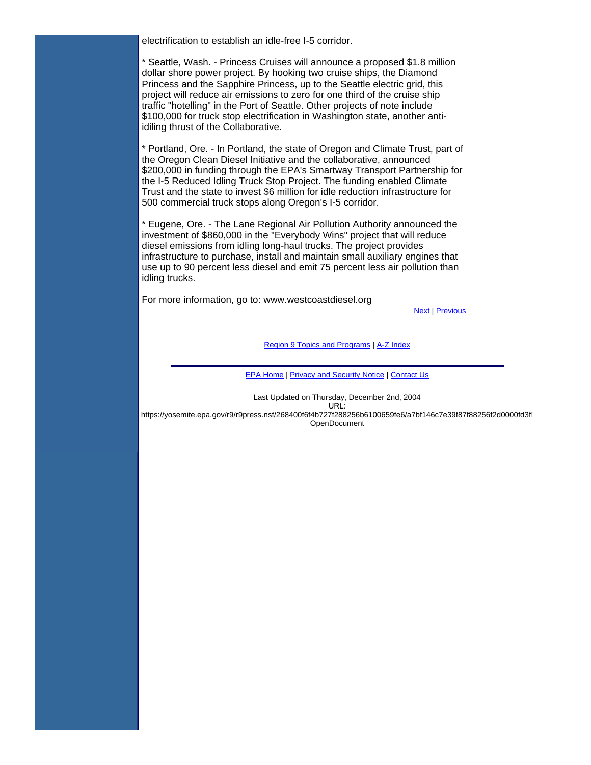electrification to establish an idle-free I-5 corridor.

* Seattle, Wash. - Princess Cruises will announce a proposed $1.8 million dollar shore power project. By hooking two cruise ships, the Diamond Princess and the Sapphire Princess, up to the Seattle electric grid, this project will reduce air emissions to zero for one third of the cruise ship traffic "hotelling" in the Port of Seattle. Other projects of note include $100,000 for truck stop electrification in Washington state, another anti-idiling thrust of the Collaborative.

* Portland, Ore. - In Portland, the state of Oregon and Climate Trust, part of the Oregon Clean Diesel Initiative and the collaborative, announced $200,000 in funding through the EPA's Smartway Transport Partnership for the I-5 Reduced Idling Truck Stop Project. The funding enabled Climate Trust and the state to invest $6 million for idle reduction infrastructure for 500 commercial truck stops along Oregon's I-5 corridor.

* Eugene, Ore. - The Lane Regional Air Pollution Authority announced the investment of $860,000 in the "Everybody Wins" project that will reduce diesel emissions from idling long-haul trucks. The project provides infrastructure to purchase, install and maintain small auxiliary engines that use up to 90 percent less diesel and emit 75 percent less air pollution than idling trucks.

For more information, go to: www.westcoastdiesel.org

Next | Previous

Region 9 Topics and Programs | A-Z Index

EPA Home | Privacy and Security Notice | Contact Us

Last Updated on Thursday, December 2nd, 2004
URL:
https://yosemite.epa.gov/r9/r9press.nsf/268400f6f4b727f288256b6100659fe6/a7bf146c7e39f87f88256f2d0000fd3f!OpenDocument